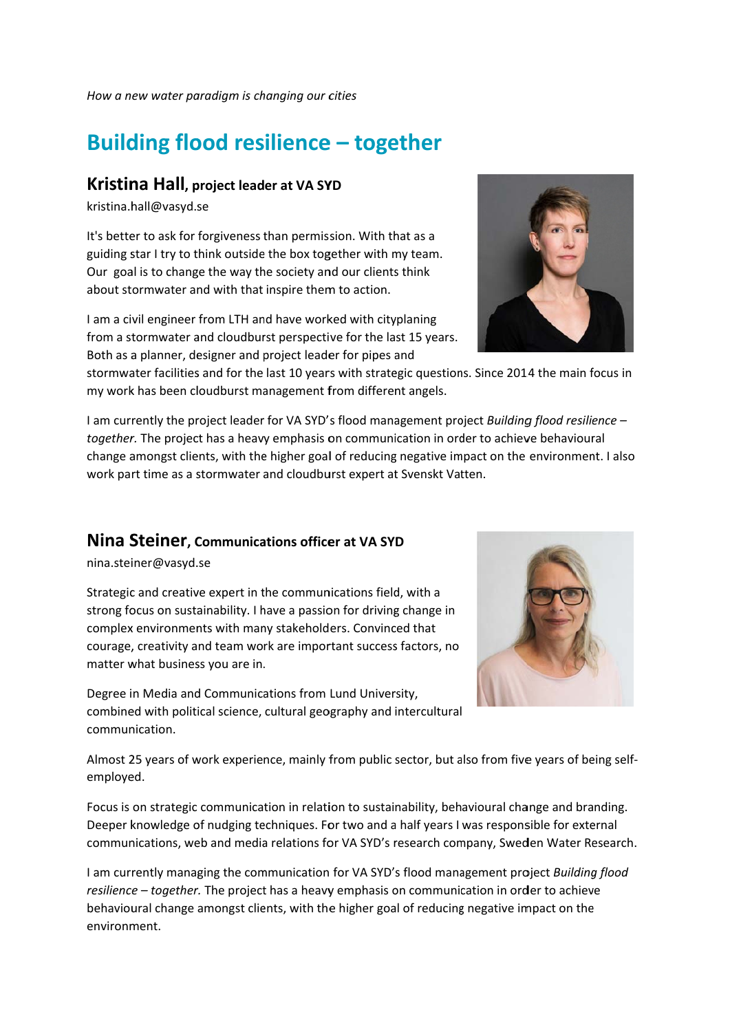*How a new water paradigm is changing our cities*

# Building flood resilience – together

## Kristina Hall, project leader at VA SYD

kristina.hall@vasyd.se

It's better to ask for forgiveness than permission. With that as a guiding star I try to think outside the box together with my team. Our goal is to change the way the society and our clients think about stormwater and with that inspire them to action.

I am a civil engineer from LTH and have worked with cityplaning from a stormwater and cloudburst perspective for the last 15 years. Both as a planner, designer and project leader for pipes and stormwater facilities and for the last 10 years with strategic questions. Since 2014 the main focus in my work has been cloudburst management from different angels.

I am currently the project leader for VA SYD's flood management project *Building flood resilience – together.* The project has a heavy emphasis on communication in order to achieve behavioural change amongst clients, with the higher goal of reducing negative impact on the environment. I also work part time as a stormwater and cloudburst expert at Svenskt Vatten.

## Nina Steiner, Communications officer at VA SYD

nina.steiner@vasyd.se

Strategic and creative expert in the communications field, with a strong focus on sustainability. I have a passion for driving change in complex environments with many stakeholders. Convinced that courage, creativity and team work are important success factors, no matter what business you are in.

Degree in Media and Communications from Lund University, combined with political science, cultural geography and intercultural communication.

Almost 25 years of work experience, mainly from public sector, but also from five years of being self-employed.

Focus is on strategic communication in relation to sustainability, behavioural change and branding. Deeper knowledge of nudging techniques. For two and a half years I was responsible for external communications, web and media relations for VA SYD's research company, Sweden Water Research.

I am currently managing the communication for VA SYD's flood management project *Building flood resilience – together.* The project has a heavy emphasis on communication in order to achieve behavioural change amongst clients, with the higher goal of reducing negative impact on the environment.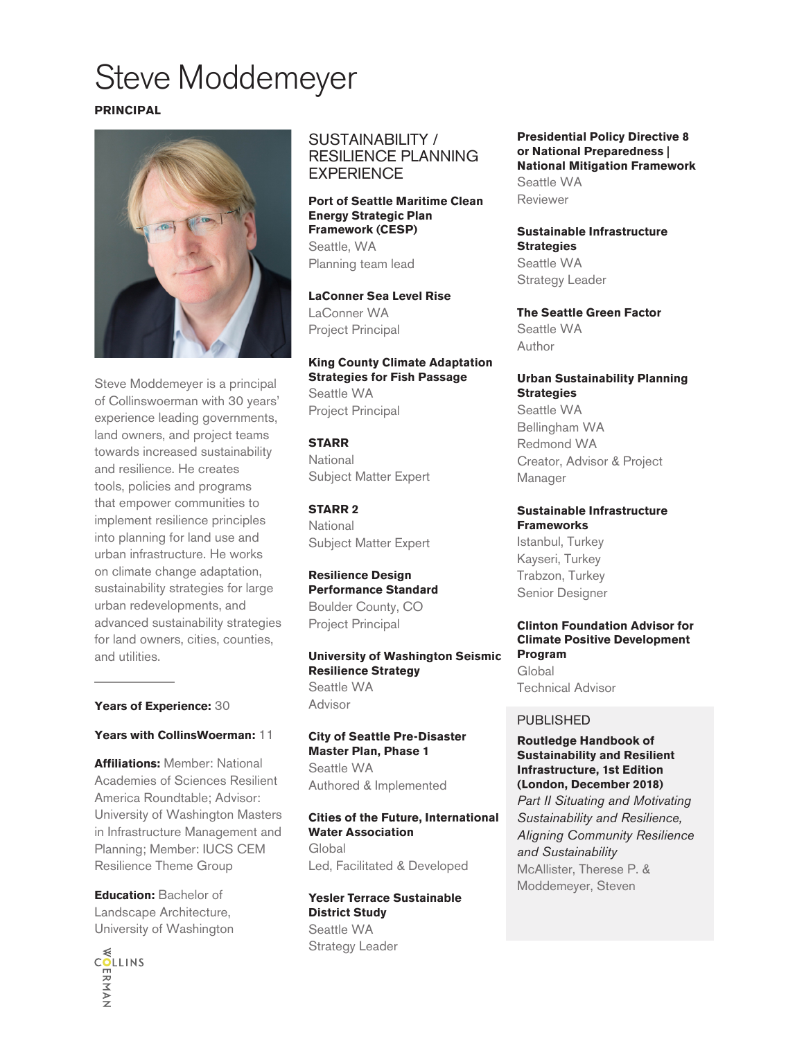# Steve Moddemeyer

**PRINCIPAL**

Steve Moddemeyer is a principal of Collinswoerman with 30 years' experience leading governments, land owners, and project teams towards increased sustainability and resilience. He creates tools, policies and programs that empower communities to implement resilience principles into planning for land use and urban infrastructure. He works on climate change adaptation, sustainability strategies for large urban redevelopments, and advanced sustainability strategies for land owners, cities, counties, and utilities.

**Years of Experience:** 30

**Years with CollinsWoerman:** 11

**Affiliations:** Member: National Academies of Sciences Resilient America Roundtable; Advisor: University of Washington Masters in Infrastructure Management and Planning; Member: IUCS CEM Resilience Theme Group

**Education:** Bachelor of Landscape Architecture, University of Washington

## SUSTAINABILITY / RESILIENCE PLANNING EXPERIENCE

**Port of Seattle Maritime Clean Energy Strategic Plan Framework (CESP)**
Seattle, WA
Planning team lead

**LaConner Sea Level Rise**
LaConner WA
Project Principal

**King County Climate Adaptation Strategies for Fish Passage**
Seattle WA
Project Principal

**STARR**
National
Subject Matter Expert

**STARR 2**
National
Subject Matter Expert

**Resilience Design Performance Standard**
Boulder County, CO
Project Principal

**University of Washington Seismic Resilience Strategy**
Seattle WA
Advisor

**City of Seattle Pre-Disaster Master Plan, Phase 1**
Seattle WA
Authored & Implemented

**Cities of the Future, International Water Association**
Global
Led, Facilitated & Developed

**Yesler Terrace Sustainable District Study**
Seattle WA
Strategy Leader

**Presidential Policy Directive 8 or National Preparedness | National Mitigation Framework**
Seattle WA
Reviewer

**Sustainable Infrastructure Strategies**
Seattle WA
Strategy Leader

**The Seattle Green Factor**
Seattle WA
Author

**Urban Sustainability Planning Strategies**
Seattle WA
Bellingham WA
Redmond WA
Creator, Advisor & Project Manager

**Sustainable Infrastructure Frameworks**
Istanbul, Turkey
Kayseri, Turkey
Trabzon, Turkey
Senior Designer

**Clinton Foundation Advisor for Climate Positive Development Program**
Global
Technical Advisor

## PUBLISHED

**Routledge Handbook of Sustainability and Resilient Infrastructure, 1st Edition (London, December 2018)**
*Part II Situating and Motivating Sustainability and Resilience, Aligning Community Resilience and Sustainability*
McAllister, Therese P. & Moddemeyer, Steven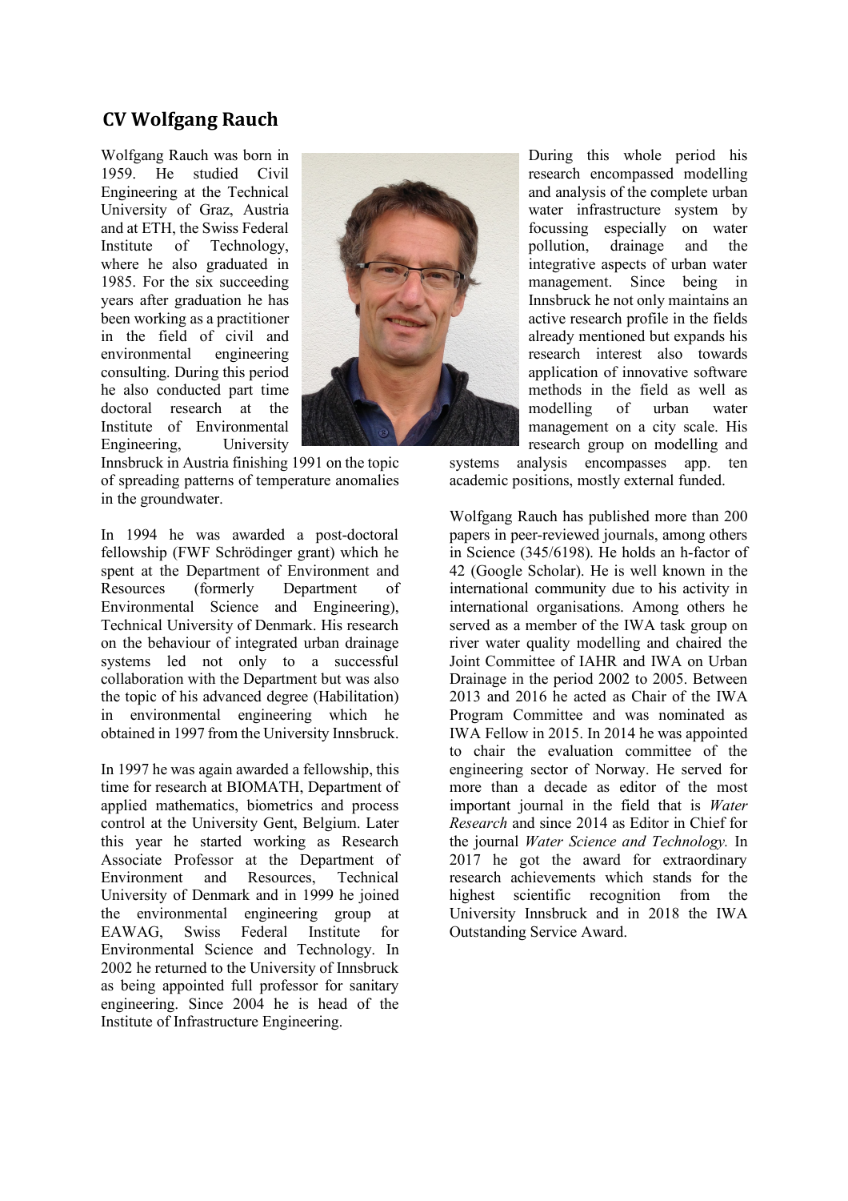## CV Wolfgang Rauch

Wolfgang Rauch was born in 1959. He studied Civil Engineering at the Technical University of Graz, Austria and at ETH, the Swiss Federal Institute of Technology, where he also graduated in 1985. For the six succeeding years after graduation he has been working as a practitioner in the field of civil and environmental engineering consulting. During this period he also conducted part time doctoral research at the Institute of Environmental Engineering, University Innsbruck in Austria finishing 1991 on the topic of spreading patterns of temperature anomalies in the groundwater.

In 1994 he was awarded a post-doctoral fellowship (FWF Schrödinger grant) which he spent at the Department of Environment and Resources (formerly Department of Environmental Science and Engineering), Technical University of Denmark. His research on the behaviour of integrated urban drainage systems led not only to a successful collaboration with the Department but was also the topic of his advanced degree (Habilitation) in environmental engineering which he obtained in 1997 from the University Innsbruck.

In 1997 he was again awarded a fellowship, this time for research at BIOMATH, Department of applied mathematics, biometrics and process control at the University Gent, Belgium. Later this year he started working as Research Associate Professor at the Department of Environment and Resources, Technical University of Denmark and in 1999 he joined the environmental engineering group at EAWAG, Swiss Federal Institute for Environmental Science and Technology. In 2002 he returned to the University of Innsbruck as being appointed full professor for sanitary engineering. Since 2004 he is head of the Institute of Infrastructure Engineering.

During this whole period his research encompassed modelling and analysis of the complete urban water infrastructure system by focussing especially on water pollution, drainage and the integrative aspects of urban water management. Since being in Innsbruck he not only maintains an active research profile in the fields already mentioned but expands his research interest also towards application of innovative software methods in the field as well as modelling of urban water management on a city scale. His research group on modelling and systems analysis encompasses app. ten academic positions, mostly external funded.

Wolfgang Rauch has published more than 200 papers in peer-reviewed journals, among others in Science (345/6198). He holds an h-factor of 42 (Google Scholar). He is well known in the international community due to his activity in international organisations. Among others he served as a member of the IWA task group on river water quality modelling and chaired the Joint Committee of IAHR and IWA on Urban Drainage in the period 2002 to 2005. Between 2013 and 2016 he acted as Chair of the IWA Program Committee and was nominated as IWA Fellow in 2015. In 2014 he was appointed to chair the evaluation committee of the engineering sector of Norway. He served for more than a decade as editor of the most important journal in the field that is *Water Research* and since 2014 as Editor in Chief for the journal *Water Science and Technology.* In 2017 he got the award for extraordinary research achievements which stands for the highest scientific recognition from the University Innsbruck and in 2018 the IWA Outstanding Service Award.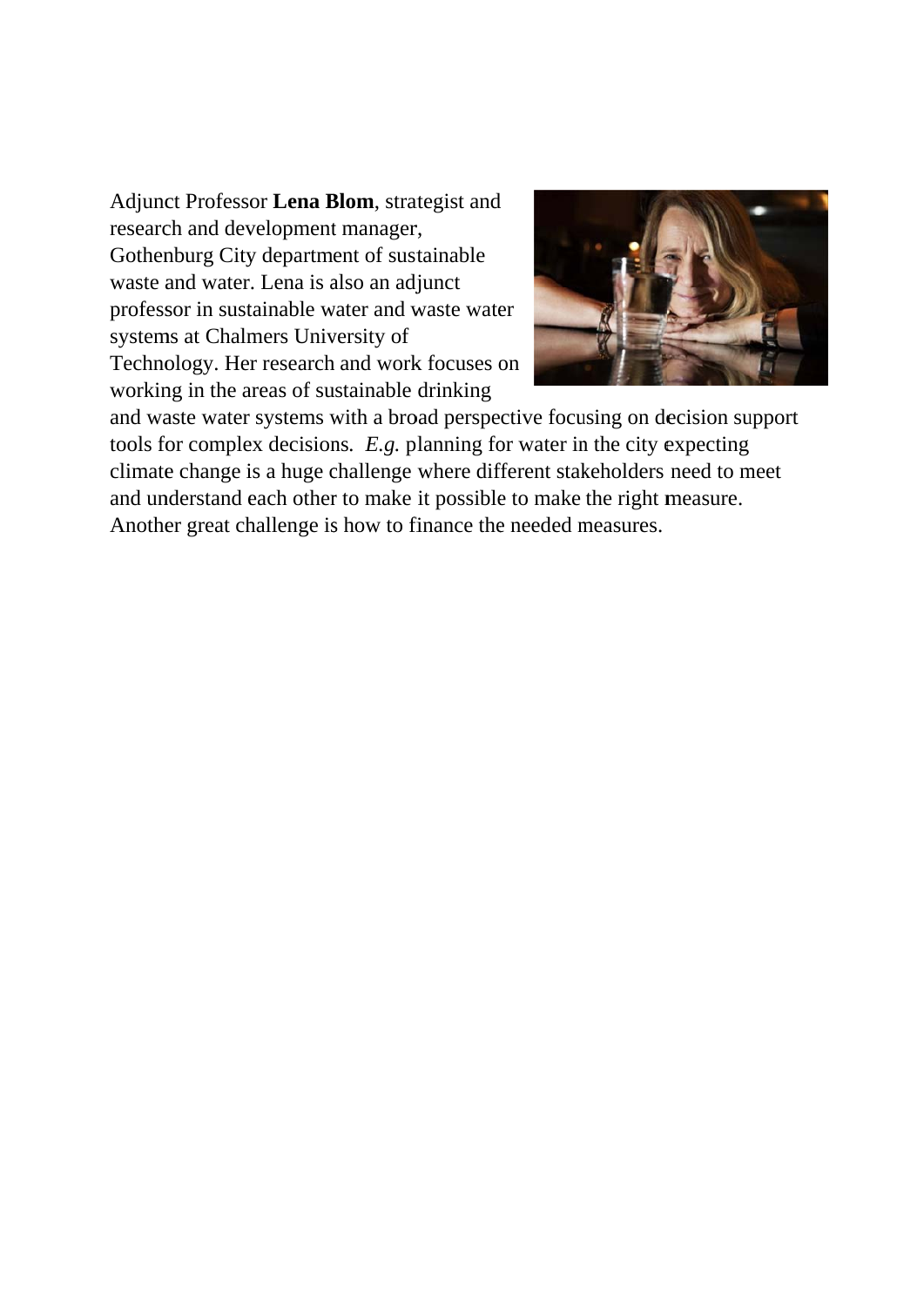Adjunct Professor **Lena Blom**, strategist and research and development manager, Gothenburg City department of sustainable waste and water. Lena is also an adjunct professor in sustainable water and waste water systems at Chalmers University of Technology. Her research and work focuses on working in the areas of sustainable drinking and waste water systems with a broad perspective focusing on decision support tools for complex decisions. *E.g.* planning for water in the city expecting climate change is a huge challenge where different stakeholders need to meet and understand each other to make it possible to make the right measure. Another great challenge is how to finance the needed measures.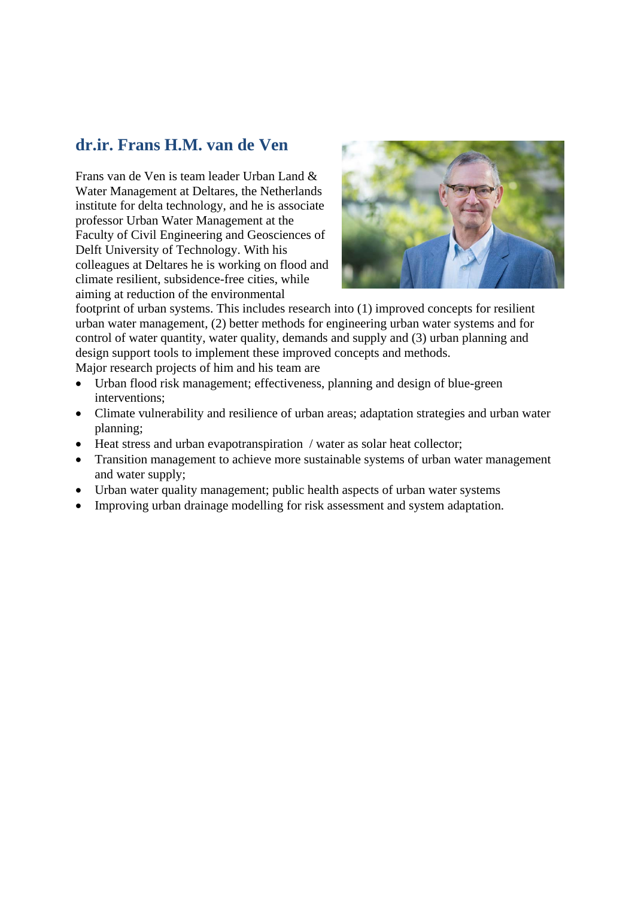## dr.ir. Frans H.M. van de Ven

Frans van de Ven is team leader Urban Land & Water Management at Deltares, the Netherlands institute for delta technology, and he is associate professor Urban Water Management at the Faculty of Civil Engineering and Geosciences of Delft University of Technology. With his colleagues at Deltares he is working on flood and climate resilient, subsidence-free cities, while aiming at reduction of the environmental footprint of urban systems. This includes research into (1) improved concepts for resilient urban water management, (2) better methods for engineering urban water systems and for control of water quantity, water quality, demands and supply and (3) urban planning and design support tools to implement these improved concepts and methods.
Major research projects of him and his team are

- Urban flood risk management; effectiveness, planning and design of blue-green interventions;
- Climate vulnerability and resilience of urban areas; adaptation strategies and urban water planning;
- Heat stress and urban evapotranspiration / water as solar heat collector;
- Transition management to achieve more sustainable systems of urban water management and water supply;
- Urban water quality management; public health aspects of urban water systems
- Improving urban drainage modelling for risk assessment and system adaptation.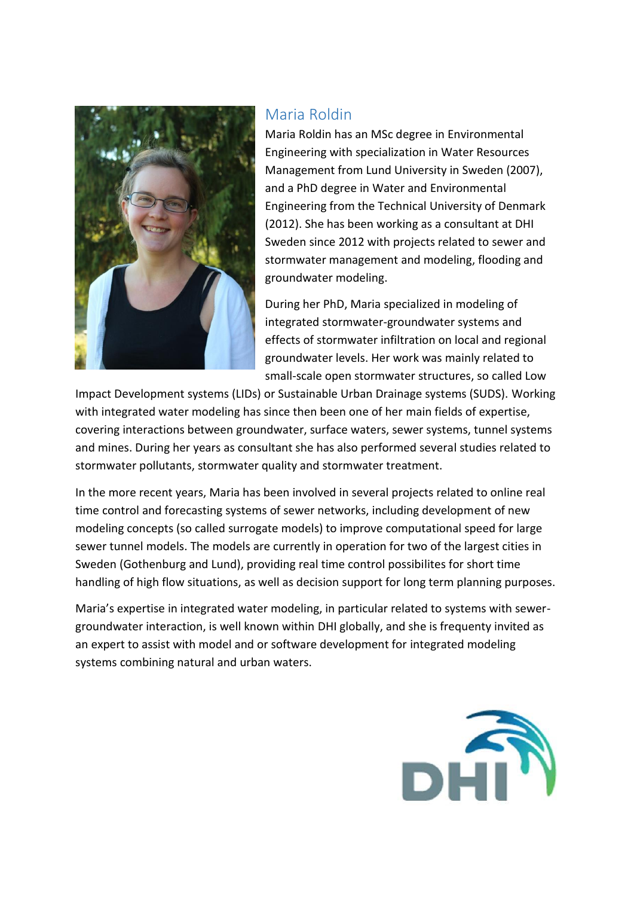## Maria Roldin

Maria Roldin has an MSc degree in Environmental Engineering with specialization in Water Resources Management from Lund University in Sweden (2007), and a PhD degree in Water and Environmental Engineering from the Technical University of Denmark (2012). She has been working as a consultant at DHI Sweden since 2012 with projects related to sewer and stormwater management and modeling, flooding and groundwater modeling.

During her PhD, Maria specialized in modeling of integrated stormwater-groundwater systems and effects of stormwater infiltration on local and regional groundwater levels. Her work was mainly related to small-scale open stormwater structures, so called Low Impact Development systems (LIDs) or Sustainable Urban Drainage systems (SUDS). Working with integrated water modeling has since then been one of her main fields of expertise, covering interactions between groundwater, surface waters, sewer systems, tunnel systems and mines. During her years as consultant she has also performed several studies related to stormwater pollutants, stormwater quality and stormwater treatment.

In the more recent years, Maria has been involved in several projects related to online real time control and forecasting systems of sewer networks, including development of new modeling concepts (so called surrogate models) to improve computational speed for large sewer tunnel models. The models are currently in operation for two of the largest cities in Sweden (Gothenburg and Lund), providing real time control possibilites for short time handling of high flow situations, as well as decision support for long term planning purposes.

Maria's expertise in integrated water modeling, in particular related to systems with sewer-groundwater interaction, is well known within DHI globally, and she is frequenty invited as an expert to assist with model and or software development for integrated modeling systems combining natural and urban waters.